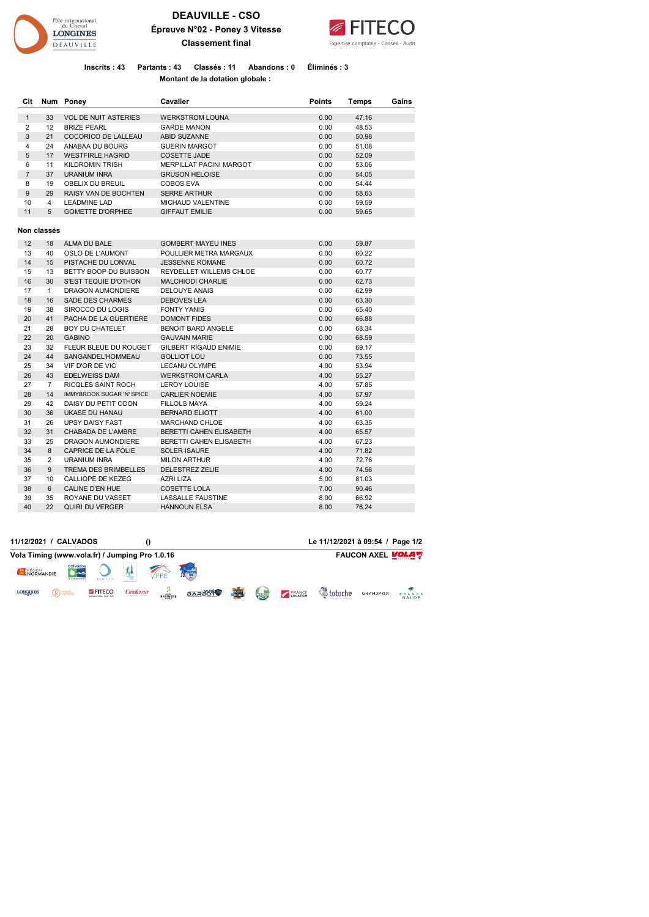# DEAUVILLE - CSO

## Épreuve N°02 - Poney 3 Vitesse

### Classement final

**Inscrits : 43 Partants : 43 Classés : 11 Abandons : 0 Éliminés : 3**

**Montant de la dotation globale :**

| Clt | Num | Poney | Cavalier | Points | Temps | Gains |
|---|---|---|---|---|---|---|
| 1 | 33 | VOL DE NUIT ASTERIES | WERKSTROM LOUNA | 0.00 | 47.16 | |
| 2 | 12 | BRIZE PEARL | GARDE MANON | 0.00 | 48.53 | |
| 3 | 21 | COCORICO DE LALLEAU | ABID SUZANNE | 0.00 | 50.98 | |
| 4 | 24 | ANABAA DU BOURG | GUERIN MARGOT | 0.00 | 51.08 | |
| 5 | 17 | WESTFRIE HAGRID | COSETTE JADE | 0.00 | 52.09 | |
| 6 | 11 | KILDROMIN TRISH | MERPILLAT PACINI MARGOT | 0.00 | 53.06 | |
| 7 | 37 | URANIUM INRA | GRUSON HELOISE | 0.00 | 54.05 | |
| 8 | 19 | OBELIX DU BREUIL | COBOS EVA | 0.00 | 54.44 | |
| 9 | 29 | RAISY VAN DE BOCHTEN | SERRE ARTHUR | 0.00 | 58.63 | |
| 10 | 4 | LEADMINE LAD | MICHAUD VALENTINE | 0.00 | 59.59 | |
| 11 | 5 | GOMETTE D'ORPHEE | GIFFAUT EMILIE | 0.00 | 59.65 | |

**Non classés**

| Clt | Num | Poney | Cavalier | Points | Temps | Gains |
|---|---|---|---|---|---|---|
| 12 | 18 | ALMA DU BALE | GOMBERT MAYEU INES | 0.00 | 59.87 | |
| 13 | 40 | OSLO DE L'AUMONT | POULLIER METRA MARGAUX | 0.00 | 60.22 | |
| 14 | 15 | PISTACHE DU LONVAL | JESSENNE ROMANE | 0.00 | 60.72 | |
| 15 | 13 | BETTY BOOP DU BUISSON | REYDELLET WILLEMS CHLOE | 0.00 | 60.77 | |
| 16 | 30 | S'EST TEQUIE D'OTHON | MALCHIODI CHARLIE | 0.00 | 62.73 | |
| 17 | 1 | DRAGON AUMONDIERE | DELOUYE ANAIS | 0.00 | 62.99 | |
| 18 | 16 | SADE DES CHARMES | DEBOVES LEA | 0.00 | 63.30 | |
| 19 | 38 | SIROCCO DU LOGIS | FONTY YANIS | 0.00 | 65.40 | |
| 20 | 41 | PACHA DE LA GUERTIERE | DOMONT FIDES | 0.00 | 66.88 | |
| 21 | 28 | BOY DU CHATELET | BENOIT BARD ANGELE | 0.00 | 68.34 | |
| 22 | 20 | GABINO | GAUVAIN MARIE | 0.00 | 68.59 | |
| 23 | 32 | FLEUR BLEUE DU ROUGET | GILBERT RIGAUD ENIMIE | 0.00 | 69.17 | |
| 24 | 44 | SANGANDEL'HOMMEAU | GOLLIOT LOU | 0.00 | 73.55 | |
| 25 | 34 | VIF D'OR DE VIC | LECANU OLYMPE | 4.00 | 53.94 | |
| 26 | 43 | EDELWEISS DAM | WERKSTROM CARLA | 4.00 | 55.27 | |
| 27 | 7 | RICQLES SAINT ROCH | LEROY LOUISE | 4.00 | 57.85 | |
| 28 | 14 | IMMYBROOK SUGAR 'N' SPICE | CARLIER NOEMIE | 4.00 | 57.97 | |
| 29 | 42 | DAISY DU PETIT ODON | FILLOLS MAYA | 4.00 | 59.24 | |
| 30 | 36 | UKASE DU HANAU | BERNARD ELIOTT | 4.00 | 61.00 | |
| 31 | 26 | UPSY DAISY FAST | MARCHAND CHLOE | 4.00 | 63.35 | |
| 32 | 31 | CHABADA DE L'AMBRE | BERETTI CAHEN ELISABETH | 4.00 | 65.57 | |
| 33 | 25 | DRAGON AUMONDIERE | BERETTI CAHEN ELISABETH | 4.00 | 67.23 | |
| 34 | 8 | CAPRICE DE LA FOLIE | SOLER ISAURE | 4.00 | 71.82 | |
| 35 | 2 | URANIUM INRA | MILON ARTHUR | 4.00 | 72.76 | |
| 36 | 9 | TREMA DES BRIMBELLES | DELESTREZ ZELIE | 4.00 | 74.56 | |
| 37 | 10 | CALLIOPE DE KEZEG | AZRI LIZA | 5.00 | 81.03 | |
| 38 | 6 | CALINE D'EN HUE | COSETTE LOLA | 7.00 | 90.46 | |
| 39 | 35 | ROYANE DU VASSET | LASSALLE FAUSTINE | 8.00 | 66.92 | |
| 40 | 22 | QUIRI DU VERGER | HANNOUN ELSA | 8.00 | 76.24 | |

**11/12/2021 / CALVADOS ()** **Le 11/12/2021 à 09:54**

**Vola Timing (www.vola.fr) / Jumping Pro 1.0.16** **FAUCON AXEL**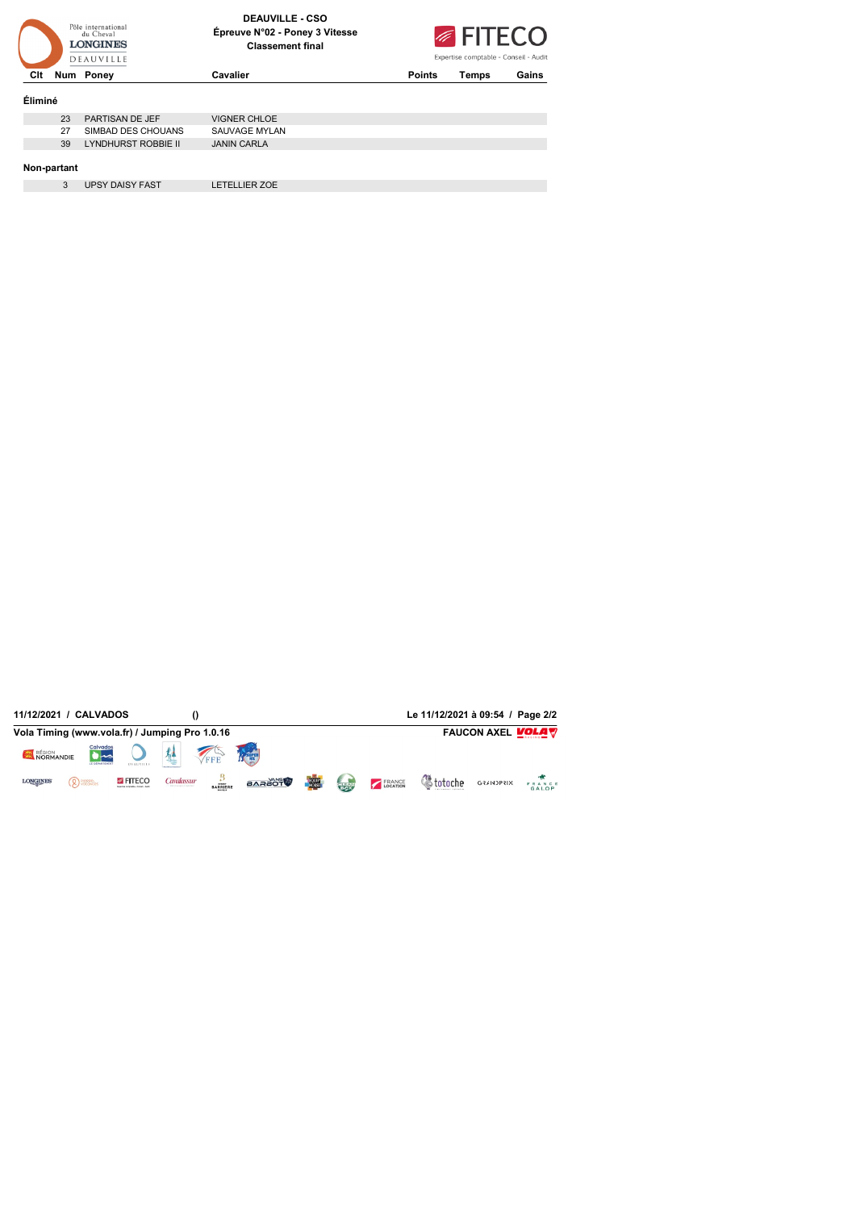**DEAUVILLE - CSO**
**Épreuve N°02 - Poney 3 Vitesse**
**Classement final**

| Clt | Num | Poney | Cavalier | Points | Temps | Gains |
|---|---|---|---|---|---|---|
| **Éliminé** | | | | | | |
| | 23 | PARTISAN DE JEF | VIGNER CHLOE | | | |
| | 27 | SIMBAD DES CHOUANS | SAUVAGE MYLAN | | | |
| | 39 | LYNDHURST ROBBIE II | JANIN CARLA | | | |
| **Non-partant** | | | | | | |
| | 3 | UPSY DAISY FAST | LETELLIER ZOE | | | |

11/12/2021 / CALVADOS ()

Le 11/12/2021 à 09:54

Vola Timing (www.vola.fr) / Jumping Pro 1.0.16

FAUCON AXEL